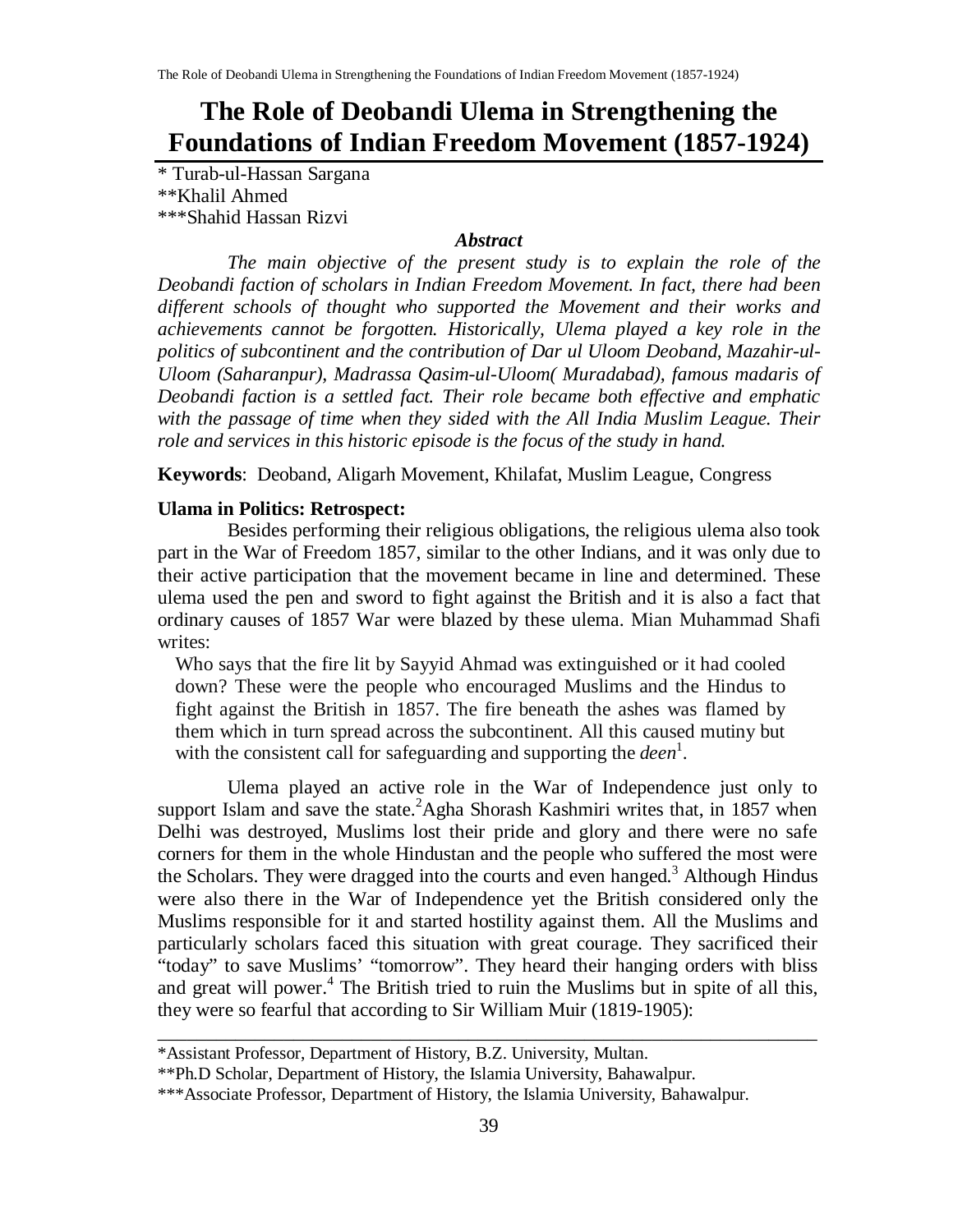# The Role of Deobandi Ulema in Strengthening the Foundations of Indian Freedom Movement (1857-1924)

\* Turab-ul-Hassan Sargana
\*\*Khalil Ahmed
\*\*\*Shahid Hassan Rizvi

### *Abstract*

*The main objective of the present study is to explain the role of the Deobandi faction of scholars in Indian Freedom Movement. In fact, there had been different schools of thought who supported the Movement and their works and achievements cannot be forgotten. Historically, Ulema played a key role in the politics of subcontinent and the contribution of Dar ul Uloom Deoband, Mazahir-ul-Uloom (Saharanpur), Madrassa Qasim-ul-Uloom( Muradabad), famous madaris of Deobandi faction is a settled fact. Their role became both effective and emphatic with the passage of time when they sided with the All India Muslim League. Their role and services in this historic episode is the focus of the study in hand.*

**Keywords**: Deoband, Aligarh Movement, Khilafat, Muslim League, Congress

**Ulama in Politics: Retrospect:**

Besides performing their religious obligations, the religious ulema also took part in the War of Freedom 1857, similar to the other Indians, and it was only due to their active participation that the movement became in line and determined. These ulema used the pen and sword to fight against the British and it is also a fact that ordinary causes of 1857 War were blazed by these ulema. Mian Muhammad Shafi writes:

> Who says that the fire lit by Sayyid Ahmad was extinguished or it had cooled down? These were the people who encouraged Muslims and the Hindus to fight against the British in 1857. The fire beneath the ashes was flamed by them which in turn spread across the subcontinent. All this caused mutiny but with the consistent call for safeguarding and supporting the *deen*[1].

Ulema played an active role in the War of Independence just only to support Islam and save the state.[2] Agha Shorash Kashmiri writes that, in 1857 when Delhi was destroyed, Muslims lost their pride and glory and there were no safe corners for them in the whole Hindustan and the people who suffered the most were the Scholars. They were dragged into the courts and even hanged.[3] Although Hindus were also there in the War of Independence yet the British considered only the Muslims responsible for it and started hostility against them. All the Muslims and particularly scholars faced this situation with great courage. They sacrificed their "today" to save Muslims' "tomorrow". They heard their hanging orders with bliss and great will power.[4] The British tried to ruin the Muslims but in spite of all this, they were so fearful that according to Sir William Muir (1819-1905):

---

\*Assistant Professor, Department of History, B.Z. University, Multan.
\*\*Ph.D Scholar, Department of History, the Islamia University, Bahawalpur.
\*\*\*Associate Professor, Department of History, the Islamia University, Bahawalpur.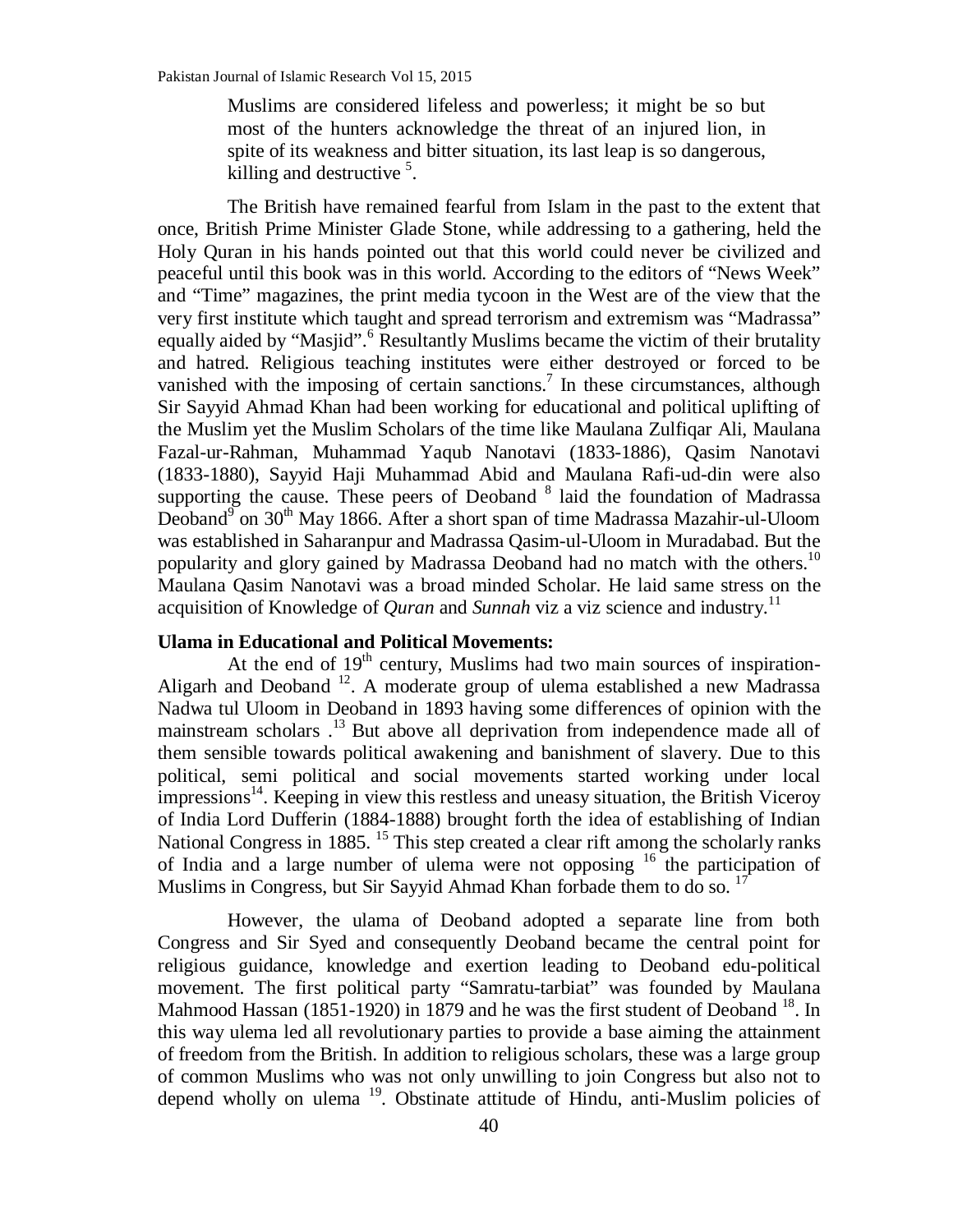> Muslims are considered lifeless and powerless; it might be so but most of the hunters acknowledge the threat of an injured lion, in spite of its weakness and bitter situation, its last leap is so dangerous, killing and destructive [5].

The British have remained fearful from Islam in the past to the extent that once, British Prime Minister Glade Stone, while addressing to a gathering, held the Holy Quran in his hands pointed out that this world could never be civilized and peaceful until this book was in this world. According to the editors of "News Week" and "Time" magazines, the print media tycoon in the West are of the view that the very first institute which taught and spread terrorism and extremism was "Madrassa" equally aided by "Masjid".[6] Resultantly Muslims became the victim of their brutality and hatred. Religious teaching institutes were either destroyed or forced to be vanished with the imposing of certain sanctions.[7] In these circumstances, although Sir Sayyid Ahmad Khan had been working for educational and political uplifting of the Muslim yet the Muslim Scholars of the time like Maulana Zulfiqar Ali, Maulana Fazal-ur-Rahman, Muhammad Yaqub Nanotavi (1833-1886), Qasim Nanotavi (1833-1880), Sayyid Haji Muhammad Abid and Maulana Rafi-ud-din were also supporting the cause. These peers of Deoband [8] laid the foundation of Madrassa Deoband[9] on 30th May 1866. After a short span of time Madrassa Mazahir-ul-Uloom was established in Saharanpur and Madrassa Qasim-ul-Uloom in Muradabad. But the popularity and glory gained by Madrassa Deoband had no match with the others.[10] Maulana Qasim Nanotavi was a broad minded Scholar. He laid same stress on the acquisition of Knowledge of *Quran* and *Sunnah* viz a viz science and industry.[11]

**Ulama in Educational and Political Movements:**

At the end of 19th century, Muslims had two main sources of inspiration- Aligarh and Deoband [12]. A moderate group of ulema established a new Madrassa Nadwa tul Uloom in Deoband in 1893 having some differences of opinion with the mainstream scholars .[13] But above all deprivation from independence made all of them sensible towards political awakening and banishment of slavery. Due to this political, semi political and social movements started working under local impressions[14]. Keeping in view this restless and uneasy situation, the British Viceroy of India Lord Dufferin (1884-1888) brought forth the idea of establishing of Indian National Congress in 1885. [15] This step created a clear rift among the scholarly ranks of India and a large number of ulema were not opposing [16] the participation of Muslims in Congress, but Sir Sayyid Ahmad Khan forbade them to do so. [17]

However, the ulama of Deoband adopted a separate line from both Congress and Sir Syed and consequently Deoband became the central point for religious guidance, knowledge and exertion leading to Deoband edu-political movement. The first political party "Samratu-tarbiat" was founded by Maulana Mahmood Hassan (1851-1920) in 1879 and he was the first student of Deoband [18]. In this way ulema led all revolutionary parties to provide a base aiming the attainment of freedom from the British. In addition to religious scholars, these was a large group of common Muslims who was not only unwilling to join Congress but also not to depend wholly on ulema [19]. Obstinate attitude of Hindu, anti-Muslim policies of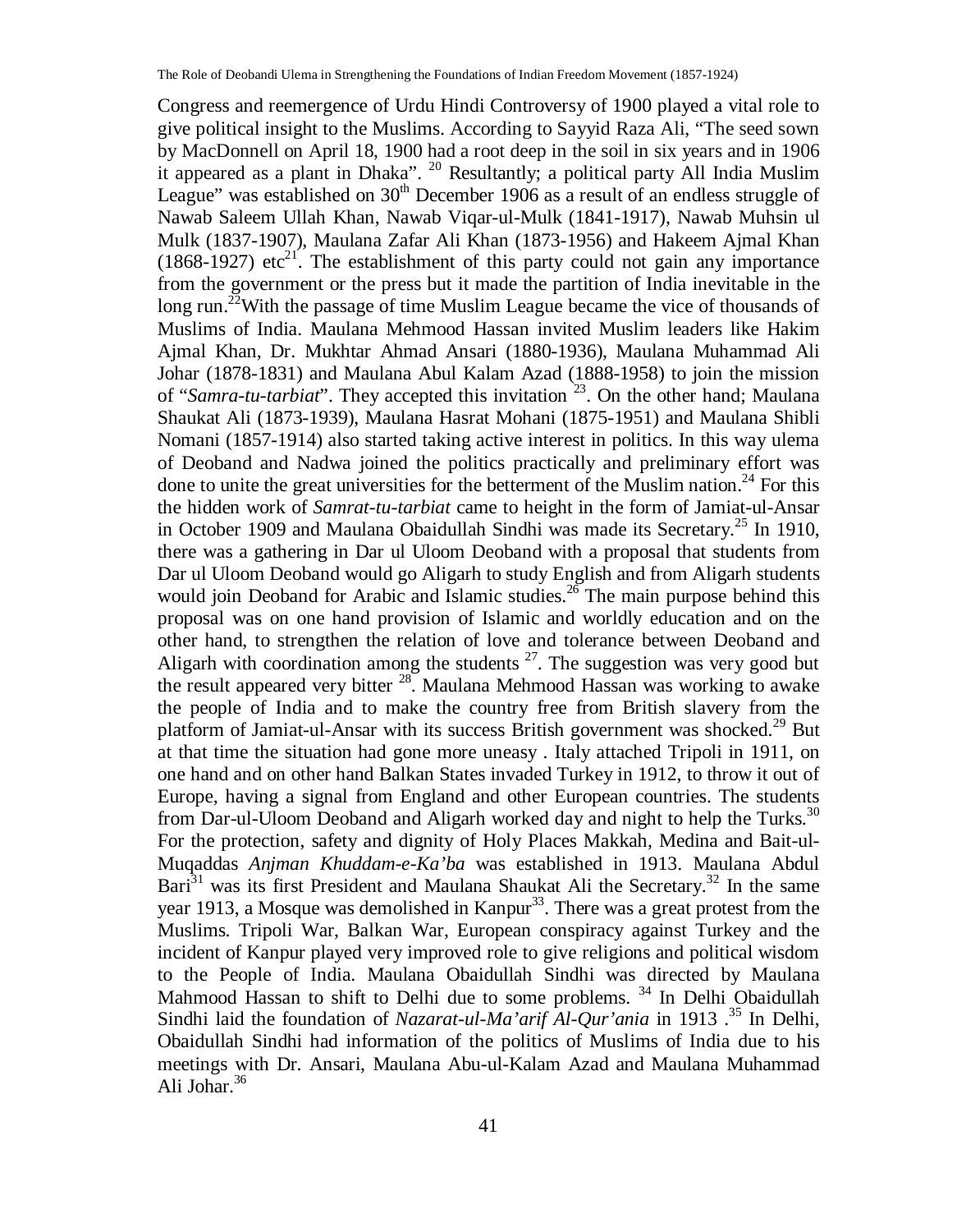Congress and reemergence of Urdu Hindi Controversy of 1900 played a vital role to give political insight to the Muslims. According to Sayyid Raza Ali, "The seed sown by MacDonnell on April 18, 1900 had a root deep in the soil in six years and in 1906 it appeared as a plant in Dhaka". [20] Resultantly; a political party All India Muslim League" was established on 30th December 1906 as a result of an endless struggle of Nawab Saleem Ullah Khan, Nawab Viqar-ul-Mulk (1841-1917), Nawab Muhsin ul Mulk (1837-1907), Maulana Zafar Ali Khan (1873-1956) and Hakeem Ajmal Khan (1868-1927) etc[21]. The establishment of this party could not gain any importance from the government or the press but it made the partition of India inevitable in the long run.[22]With the passage of time Muslim League became the vice of thousands of Muslims of India. Maulana Mehmood Hassan invited Muslim leaders like Hakim Ajmal Khan, Dr. Mukhtar Ahmad Ansari (1880-1936), Maulana Muhammad Ali Johar (1878-1831) and Maulana Abul Kalam Azad (1888-1958) to join the mission of "*Samra-tu-tarbiat*". They accepted this invitation [23]. On the other hand; Maulana Shaukat Ali (1873-1939), Maulana Hasrat Mohani (1875-1951) and Maulana Shibli Nomani (1857-1914) also started taking active interest in politics. In this way ulema of Deoband and Nadwa joined the politics practically and preliminary effort was done to unite the great universities for the betterment of the Muslim nation.[24] For this the hidden work of *Samrat-tu-tarbiat* came to height in the form of Jamiat-ul-Ansar in October 1909 and Maulana Obaidullah Sindhi was made its Secretary.[25] In 1910, there was a gathering in Dar ul Uloom Deoband with a proposal that students from Dar ul Uloom Deoband would go Aligarh to study English and from Aligarh students would join Deoband for Arabic and Islamic studies.[26] The main purpose behind this proposal was on one hand provision of Islamic and worldly education and on the other hand, to strengthen the relation of love and tolerance between Deoband and Aligarh with coordination among the students [27]. The suggestion was very good but the result appeared very bitter [28]. Maulana Mehmood Hassan was working to awake the people of India and to make the country free from British slavery from the platform of Jamiat-ul-Ansar with its success British government was shocked.[29] But at that time the situation had gone more uneasy . Italy attached Tripoli in 1911, on one hand and on other hand Balkan States invaded Turkey in 1912, to throw it out of Europe, having a signal from England and other European countries. The students from Dar-ul-Uloom Deoband and Aligarh worked day and night to help the Turks.[30] For the protection, safety and dignity of Holy Places Makkah, Medina and Bait-ul-Muqaddas *Anjman Khuddam-e-Ka'ba* was established in 1913. Maulana Abdul Bari[31] was its first President and Maulana Shaukat Ali the Secretary.[32] In the same year 1913, a Mosque was demolished in Kanpur[33]. There was a great protest from the Muslims. Tripoli War, Balkan War, European conspiracy against Turkey and the incident of Kanpur played very improved role to give religions and political wisdom to the People of India. Maulana Obaidullah Sindhi was directed by Maulana Mahmood Hassan to shift to Delhi due to some problems. [34] In Delhi Obaidullah Sindhi laid the foundation of *Nazarat-ul-Ma'arif Al-Qur'ania* in 1913 .[35] In Delhi, Obaidullah Sindhi had information of the politics of Muslims of India due to his meetings with Dr. Ansari, Maulana Abu-ul-Kalam Azad and Maulana Muhammad Ali Johar.[36]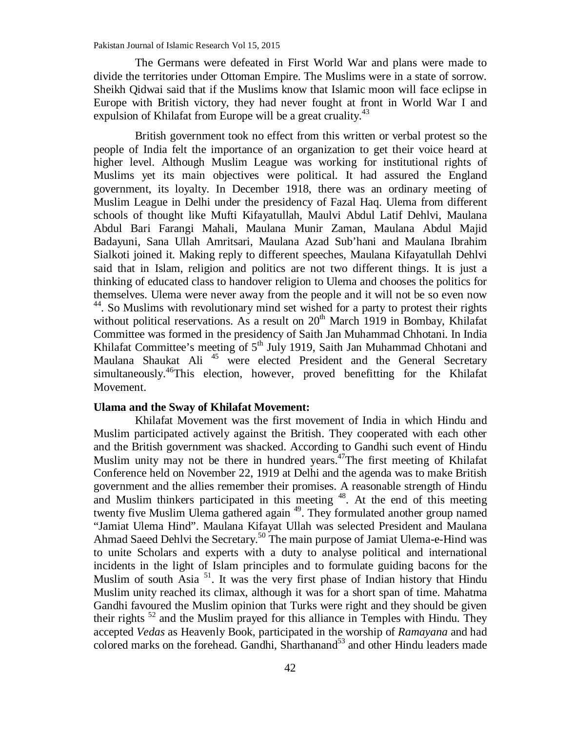The Germans were defeated in First World War and plans were made to divide the territories under Ottoman Empire. The Muslims were in a state of sorrow. Sheikh Qidwai said that if the Muslims know that Islamic moon will face eclipse in Europe with British victory, they had never fought at front in World War I and expulsion of Khilafat from Europe will be a great cruality.[43]

British government took no effect from this written or verbal protest so the people of India felt the importance of an organization to get their voice heard at higher level. Although Muslim League was working for institutional rights of Muslims yet its main objectives were political. It had assured the England government, its loyalty. In December 1918, there was an ordinary meeting of Muslim League in Delhi under the presidency of Fazal Haq. Ulema from different schools of thought like Mufti Kifayatullah, Maulvi Abdul Latif Dehlvi, Maulana Abdul Bari Farangi Mahali, Maulana Munir Zaman, Maulana Abdul Majid Badayuni, Sana Ullah Amritsari, Maulana Azad Sub'hani and Maulana Ibrahim Sialkoti joined it. Making reply to different speeches, Maulana Kifayatullah Dehlvi said that in Islam, religion and politics are not two different things. It is just a thinking of educated class to handover religion to Ulema and chooses the politics for themselves. Ulema were never away from the people and it will not be so even now [44]. So Muslims with revolutionary mind set wished for a party to protest their rights without political reservations. As a result on 20th March 1919 in Bombay, Khilafat Committee was formed in the presidency of Saith Jan Muhammad Chhotani. In India Khilafat Committee's meeting of 5th July 1919, Saith Jan Muhammad Chhotani and Maulana Shaukat Ali [45] were elected President and the General Secretary simultaneously.[46]This election, however, proved benefitting for the Khilafat Movement.

**Ulama and the Sway of Khilafat Movement:**

Khilafat Movement was the first movement of India in which Hindu and Muslim participated actively against the British. They cooperated with each other and the British government was shacked. According to Gandhi such event of Hindu Muslim unity may not be there in hundred years.[47]The first meeting of Khilafat Conference held on November 22, 1919 at Delhi and the agenda was to make British government and the allies remember their promises. A reasonable strength of Hindu and Muslim thinkers participated in this meeting [48]. At the end of this meeting twenty five Muslim Ulema gathered again [49]. They formulated another group named "Jamiat Ulema Hind". Maulana Kifayat Ullah was selected President and Maulana Ahmad Saeed Dehlvi the Secretary.[50] The main purpose of Jamiat Ulema-e-Hind was to unite Scholars and experts with a duty to analyse political and international incidents in the light of Islam principles and to formulate guiding bacons for the Muslim of south Asia [51]. It was the very first phase of Indian history that Hindu Muslim unity reached its climax, although it was for a short span of time. Mahatma Gandhi favoured the Muslim opinion that Turks were right and they should be given their rights [52] and the Muslim prayed for this alliance in Temples with Hindu. They accepted *Vedas* as Heavenly Book, participated in the worship of *Ramayana* and had colored marks on the forehead. Gandhi, Sharthanand[53] and other Hindu leaders made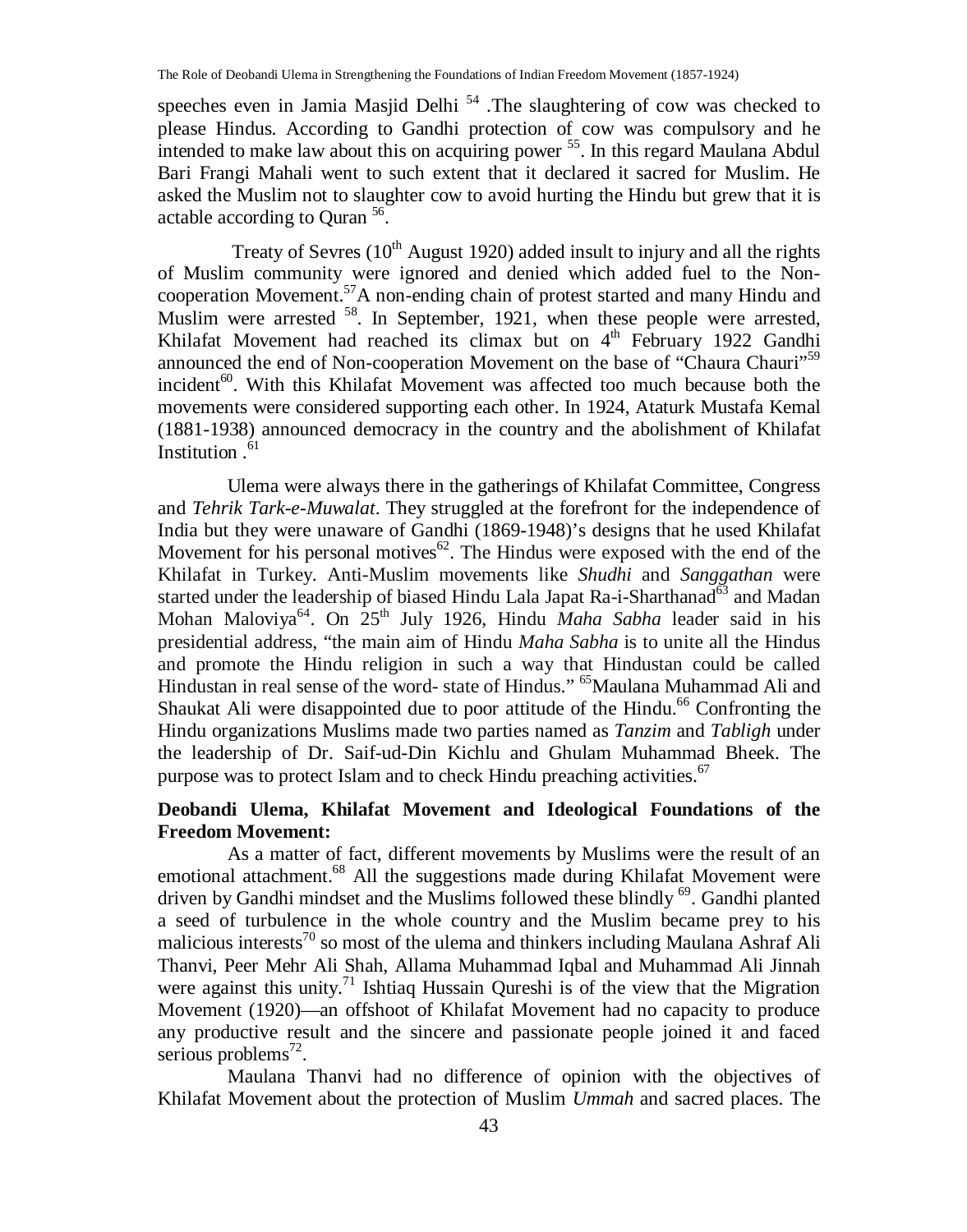speeches even in Jamia Masjid Delhi [54] .The slaughtering of cow was checked to please Hindus. According to Gandhi protection of cow was compulsory and he intended to make law about this on acquiring power [55]. In this regard Maulana Abdul Bari Frangi Mahali went to such extent that it declared it sacred for Muslim. He asked the Muslim not to slaughter cow to avoid hurting the Hindu but grew that it is actable according to Quran [56].

Treaty of Sevres (10th August 1920) added insult to injury and all the rights of Muslim community were ignored and denied which added fuel to the Non-cooperation Movement.[57]A non-ending chain of protest started and many Hindu and Muslim were arrested [58]. In September, 1921, when these people were arrested, Khilafat Movement had reached its climax but on 4th February 1922 Gandhi announced the end of Non-cooperation Movement on the base of "Chaura Chauri"[59] incident[60]. With this Khilafat Movement was affected too much because both the movements were considered supporting each other. In 1924, Ataturk Mustafa Kemal (1881-1938) announced democracy in the country and the abolishment of Khilafat Institution .[61]

Ulema were always there in the gatherings of Khilafat Committee, Congress and *Tehrik Tark-e-Muwalat*. They struggled at the forefront for the independence of India but they were unaware of Gandhi (1869-1948)'s designs that he used Khilafat Movement for his personal motives[62]. The Hindus were exposed with the end of the Khilafat in Turkey. Anti-Muslim movements like *Shudhi* and *Sanggathan* were started under the leadership of biased Hindu Lala Japat Ra-i-Sharthanad[63] and Madan Mohan Maloviya[64]. On 25th July 1926, Hindu *Maha Sabha* leader said in his presidential address, "the main aim of Hindu *Maha Sabha* is to unite all the Hindus and promote the Hindu religion in such a way that Hindustan could be called Hindustan in real sense of the word- state of Hindus." [65]Maulana Muhammad Ali and Shaukat Ali were disappointed due to poor attitude of the Hindu.[66] Confronting the Hindu organizations Muslims made two parties named as *Tanzim* and *Tabligh* under the leadership of Dr. Saif-ud-Din Kichlu and Ghulam Muhammad Bheek. The purpose was to protect Islam and to check Hindu preaching activities.[67]

**Deobandi Ulema, Khilafat Movement and Ideological Foundations of the Freedom Movement:**

As a matter of fact, different movements by Muslims were the result of an emotional attachment.[68] All the suggestions made during Khilafat Movement were driven by Gandhi mindset and the Muslims followed these blindly [69]. Gandhi planted a seed of turbulence in the whole country and the Muslim became prey to his malicious interests[70] so most of the ulema and thinkers including Maulana Ashraf Ali Thanvi, Peer Mehr Ali Shah, Allama Muhammad Iqbal and Muhammad Ali Jinnah were against this unity.[71] Ishtiaq Hussain Qureshi is of the view that the Migration Movement (1920)—an offshoot of Khilafat Movement had no capacity to produce any productive result and the sincere and passionate people joined it and faced serious problems[72].

Maulana Thanvi had no difference of opinion with the objectives of Khilafat Movement about the protection of Muslim *Ummah* and sacred places. The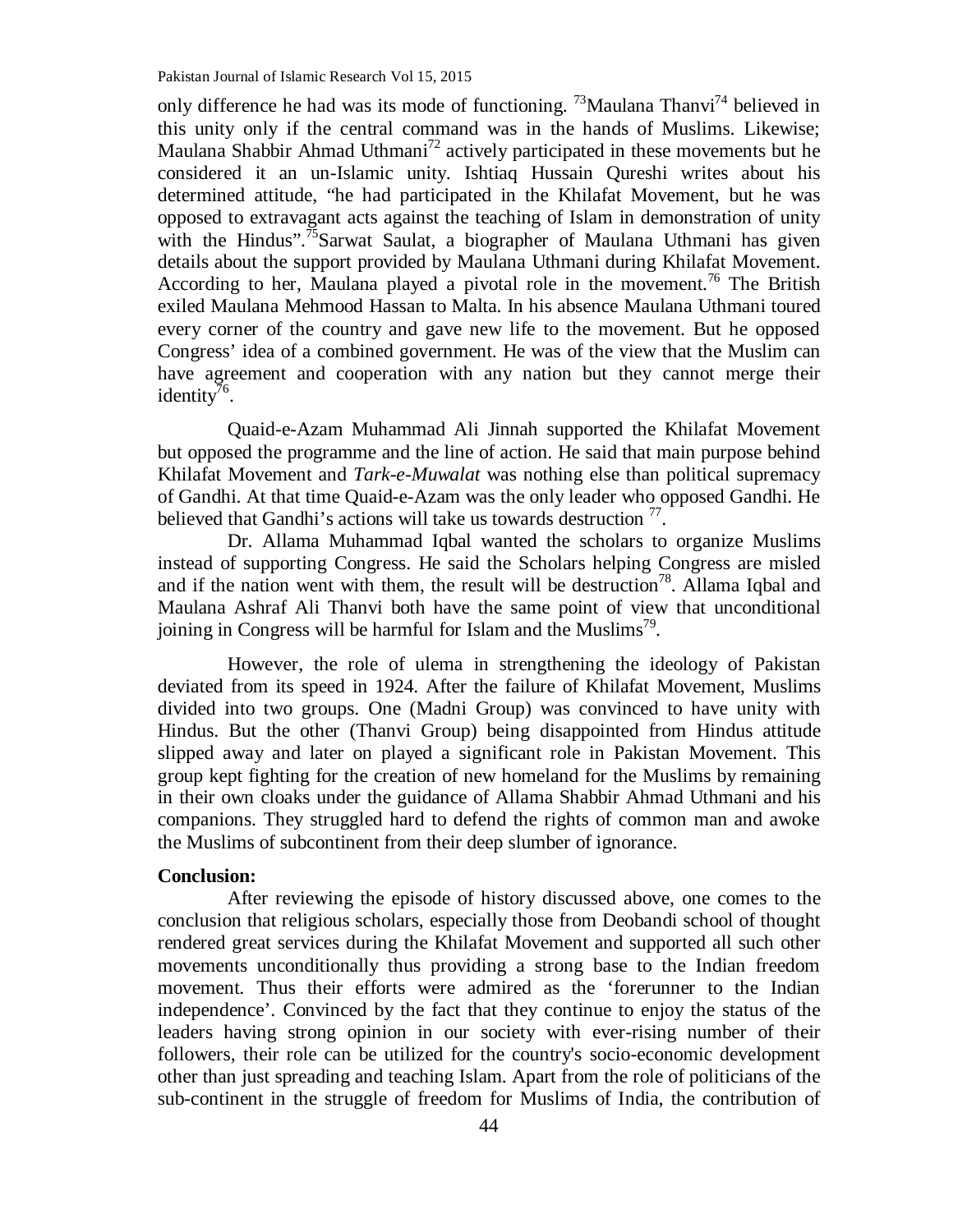only difference he had was its mode of functioning. [73]Maulana Thanvi[74] believed in this unity only if the central command was in the hands of Muslims. Likewise; Maulana Shabbir Ahmad Uthmani[72] actively participated in these movements but he considered it an un-Islamic unity. Ishtiaq Hussain Qureshi writes about his determined attitude, "he had participated in the Khilafat Movement, but he was opposed to extravagant acts against the teaching of Islam in demonstration of unity with the Hindus".[75]Sarwat Saulat, a biographer of Maulana Uthmani has given details about the support provided by Maulana Uthmani during Khilafat Movement. According to her, Maulana played a pivotal role in the movement.[76] The British exiled Maulana Mehmood Hassan to Malta. In his absence Maulana Uthmani toured every corner of the country and gave new life to the movement. But he opposed Congress' idea of a combined government. He was of the view that the Muslim can have agreement and cooperation with any nation but they cannot merge their identity[76].

Quaid-e-Azam Muhammad Ali Jinnah supported the Khilafat Movement but opposed the programme and the line of action. He said that main purpose behind Khilafat Movement and *Tark-e-Muwalat* was nothing else than political supremacy of Gandhi. At that time Quaid-e-Azam was the only leader who opposed Gandhi. He believed that Gandhi's actions will take us towards destruction [77].

Dr. Allama Muhammad Iqbal wanted the scholars to organize Muslims instead of supporting Congress. He said the Scholars helping Congress are misled and if the nation went with them, the result will be destruction[78]. Allama Iqbal and Maulana Ashraf Ali Thanvi both have the same point of view that unconditional joining in Congress will be harmful for Islam and the Muslims[79].

However, the role of ulema in strengthening the ideology of Pakistan deviated from its speed in 1924. After the failure of Khilafat Movement, Muslims divided into two groups. One (Madni Group) was convinced to have unity with Hindus. But the other (Thanvi Group) being disappointed from Hindus attitude slipped away and later on played a significant role in Pakistan Movement. This group kept fighting for the creation of new homeland for the Muslims by remaining in their own cloaks under the guidance of Allama Shabbir Ahmad Uthmani and his companions. They struggled hard to defend the rights of common man and awoke the Muslims of subcontinent from their deep slumber of ignorance.

**Conclusion:**

After reviewing the episode of history discussed above, one comes to the conclusion that religious scholars, especially those from Deobandi school of thought rendered great services during the Khilafat Movement and supported all such other movements unconditionally thus providing a strong base to the Indian freedom movement. Thus their efforts were admired as the 'forerunner to the Indian independence'. Convinced by the fact that they continue to enjoy the status of the leaders having strong opinion in our society with ever-rising number of their followers, their role can be utilized for the country's socio-economic development other than just spreading and teaching Islam. Apart from the role of politicians of the sub-continent in the struggle of freedom for Muslims of India, the contribution of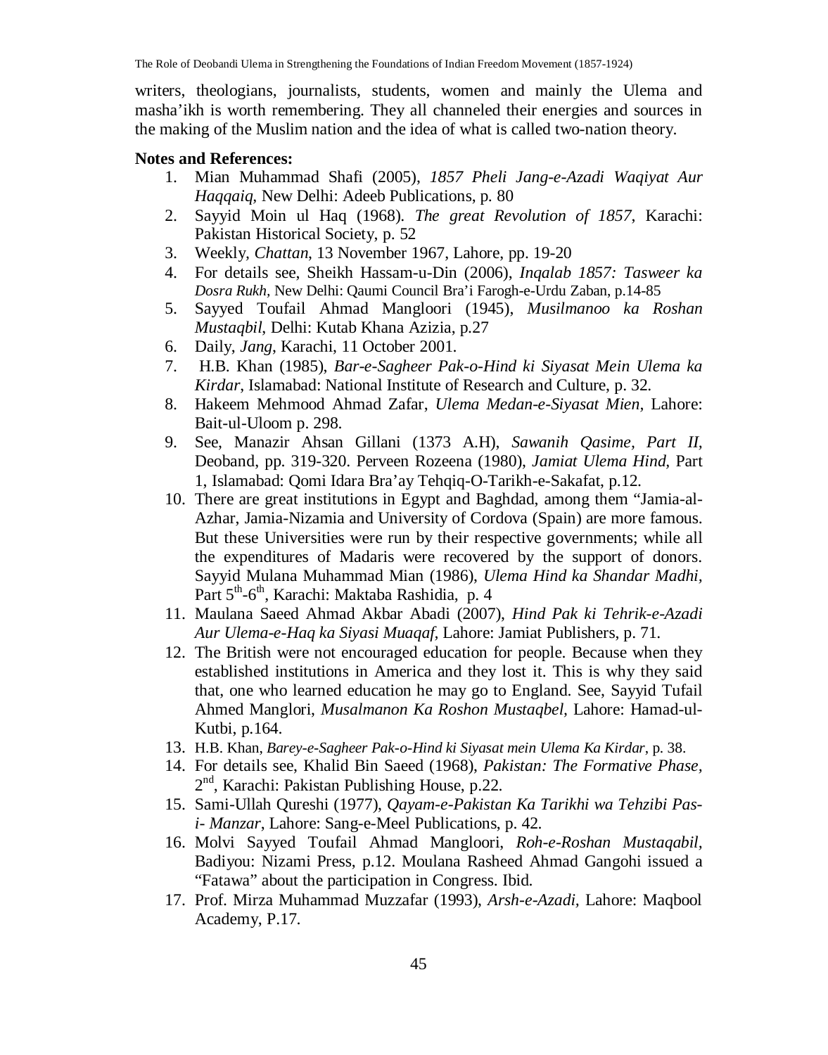writers, theologians, journalists, students, women and mainly the Ulema and masha'ikh is worth remembering. They all channeled their energies and sources in the making of the Muslim nation and the idea of what is called two-nation theory.

**Notes and References:**

1. Mian Muhammad Shafi (2005), *1857 Pheli Jang-e-Azadi Waqiyat Aur Haqqaiq*, New Delhi: Adeeb Publications, p. 80
2. Sayyid Moin ul Haq (1968). *The great Revolution of 1857*, Karachi: Pakistan Historical Society, p. 52
3. Weekly, *Chattan*, 13 November 1967, Lahore, pp. 19-20
4. For details see, Sheikh Hassam-u-Din (2006), *Inqalab 1857: Tasweer ka Dosra Rukh*, New Delhi: Qaumi Council Bra'i Farogh-e-Urdu Zaban, p.14-85
5. Sayyed Toufail Ahmad Mangloori (1945), *Musilmanoo ka Roshan Mustaqbil*, Delhi: Kutab Khana Azizia, p.27
6. Daily, *Jang*, Karachi, 11 October 2001.
7. H.B. Khan (1985), *Bar-e-Sagheer Pak-o-Hind ki Siyasat Mein Ulema ka Kirdar*, Islamabad: National Institute of Research and Culture, p. 32.
8. Hakeem Mehmood Ahmad Zafar, *Ulema Medan-e-Siyasat Mien*, Lahore: Bait-ul-Uloom p. 298.
9. See, Manazir Ahsan Gillani (1373 A.H), *Sawanih Qasime*, *Part II*, Deoband, pp. 319-320. Perveen Rozeena (1980), *Jamiat Ulema Hind*, Part 1, Islamabad: Qomi Idara Bra'ay Tehqiq-O-Tarikh-e-Sakafat, p.12.
10. There are great institutions in Egypt and Baghdad, among them "Jamia-al-Azhar, Jamia-Nizamia and University of Cordova (Spain) are more famous. But these Universities were run by their respective governments; while all the expenditures of Madaris were recovered by the support of donors. Sayyid Mulana Muhammad Mian (1986), *Ulema Hind ka Shandar Madhi*, Part 5th-6th, Karachi: Maktaba Rashidia, p. 4
11. Maulana Saeed Ahmad Akbar Abadi (2007), *Hind Pak ki Tehrik-e-Azadi Aur Ulema-e-Haq ka Siyasi Muaqaf*, Lahore: Jamiat Publishers, p. 71.
12. The British were not encouraged education for people. Because when they established institutions in America and they lost it. This is why they said that, one who learned education he may go to England. See, Sayyid Tufail Ahmed Manglori, *Musalmanon Ka Roshon Mustaqbel*, Lahore: Hamad-ul-Kutbi, p.164.
13. H.B. Khan, *Barey-e-Sagheer Pak-o-Hind ki Siyasat mein Ulema Ka Kirdar*, p. 38.
14. For details see, Khalid Bin Saeed (1968), *Pakistan: The Formative Phase*, 2nd, Karachi: Pakistan Publishing House, p.22.
15. Sami-Ullah Qureshi (1977), *Qayam-e-Pakistan Ka Tarikhi wa Tehzibi Pas-i- Manzar*, Lahore: Sang-e-Meel Publications, p. 42.
16. Molvi Sayyed Toufail Ahmad Mangloori, *Roh-e-Roshan Mustaqabil*, Badiyou: Nizami Press, p.12. Moulana Rasheed Ahmad Gangohi issued a "Fatawa" about the participation in Congress. Ibid.
17. Prof. Mirza Muhammad Muzzafar (1993), *Arsh-e-Azadi*, Lahore: Maqbool Academy, P.17.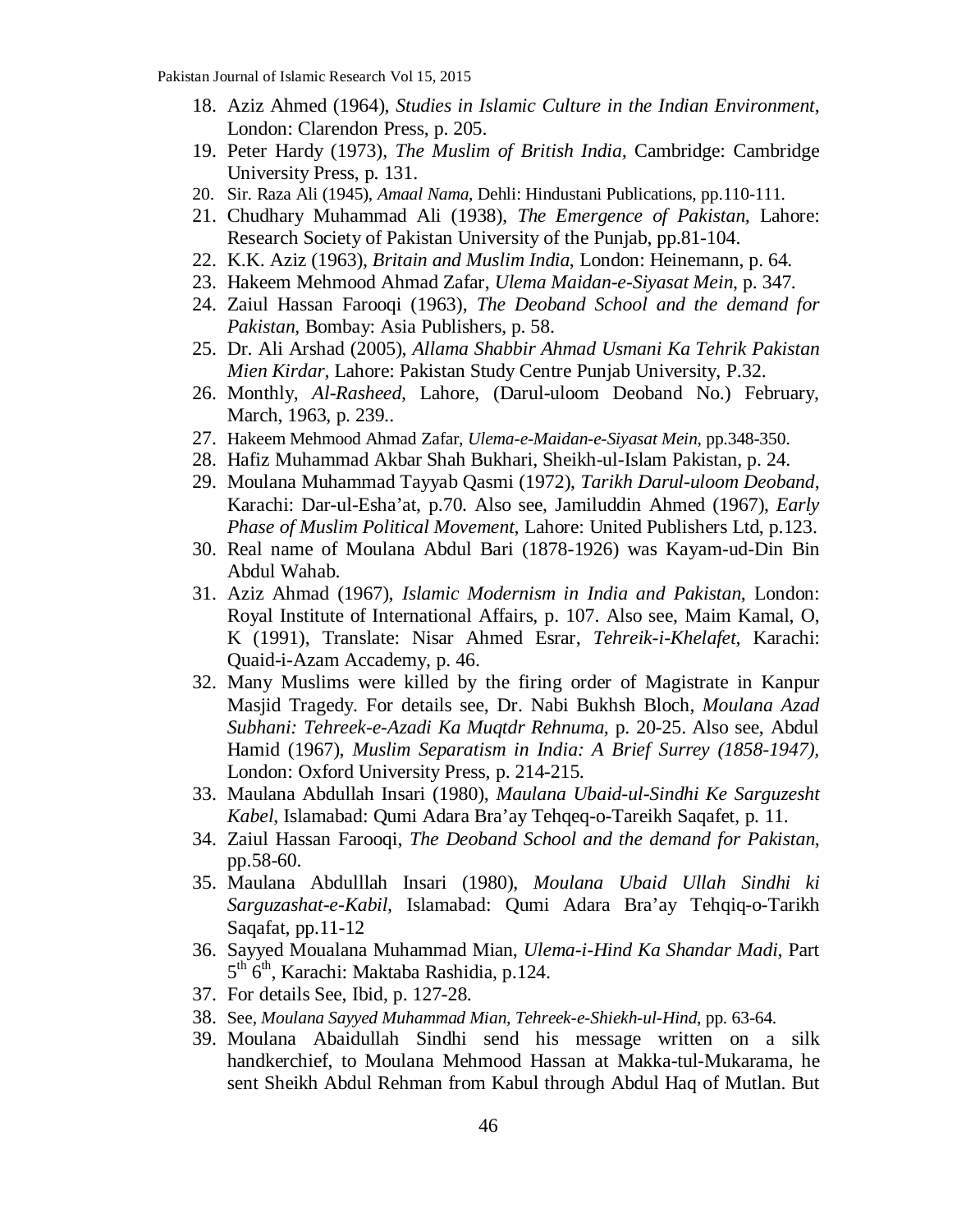18. Aziz Ahmed (1964), *Studies in Islamic Culture in the Indian Environment*, London: Clarendon Press, p. 205.
19. Peter Hardy (1973), *The Muslim of British India*, Cambridge: Cambridge University Press, p. 131.
20. Sir. Raza Ali (1945), *Amaal Nama*, Dehli: Hindustani Publications, pp.110-111.
21. Chudhary Muhammad Ali (1938), *The Emergence of Pakistan*, Lahore: Research Society of Pakistan University of the Punjab, pp.81-104.
22. K.K. Aziz (1963), *Britain and Muslim India*, London: Heinemann, p. 64.
23. Hakeem Mehmood Ahmad Zafar, *Ulema Maidan-e-Siyasat Mein*, p. 347.
24. Zaiul Hassan Farooqi (1963), *The Deoband School and the demand for Pakistan*, Bombay: Asia Publishers, p. 58.
25. Dr. Ali Arshad (2005), *Allama Shabbir Ahmad Usmani Ka Tehrik Pakistan Mien Kirdar*, Lahore: Pakistan Study Centre Punjab University, P.32.
26. Monthly, *Al-Rasheed*, Lahore, (Darul-uloom Deoband No.) February, March, 1963, p. 239..
27. Hakeem Mehmood Ahmad Zafar, *Ulema-e-Maidan-e-Siyasat Mein*, pp.348-350.
28. Hafiz Muhammad Akbar Shah Bukhari, Sheikh-ul-Islam Pakistan, p. 24.
29. Moulana Muhammad Tayyab Qasmi (1972), *Tarikh Darul-uloom Deoband*, Karachi: Dar-ul-Esha'at, p.70. Also see, Jamiluddin Ahmed (1967), *Early Phase of Muslim Political Movement*, Lahore: United Publishers Ltd, p.123.
30. Real name of Moulana Abdul Bari (1878-1926) was Kayam-ud-Din Bin Abdul Wahab.
31. Aziz Ahmad (1967), *Islamic Modernism in India and Pakistan*, London: Royal Institute of International Affairs, p. 107. Also see, Maim Kamal, O, K (1991), Translate: Nisar Ahmed Esrar, *Tehreik-i-Khelafet*, Karachi: Quaid-i-Azam Accademy, p. 46.
32. Many Muslims were killed by the firing order of Magistrate in Kanpur Masjid Tragedy. For details see, Dr. Nabi Bukhsh Bloch, *Moulana Azad Subhani: Tehreek-e-Azadi Ka Muqtdr Rehnuma*, p. 20-25. Also see, Abdul Hamid (1967), *Muslim Separatism in India: A Brief Surrey (1858-1947)*, London: Oxford University Press, p. 214-215.
33. Maulana Abdullah Insari (1980), *Maulana Ubaid-ul-Sindhi Ke Sarguzesht Kabel*, Islamabad: Qumi Adara Bra'ay Tehqeq-o-Tareikh Saqafet, p. 11.
34. Zaiul Hassan Farooqi, *The Deoband School and the demand for Pakistan*, pp.58-60.
35. Maulana Abdulllah Insari (1980), *Moulana Ubaid Ullah Sindhi ki Sarguzashat-e-Kabil*, Islamabad: Qumi Adara Bra'ay Tehqiq-o-Tarikh Saqafat, pp.11-12
36. Sayyed Moualana Muhammad Mian, *Ulema-i-Hind Ka Shandar Madi*, Part 5th 6th, Karachi: Maktaba Rashidia, p.124.
37. For details See, Ibid, p. 127-28.
38. See, *Moulana Sayyed Muhammad Mian*, *Tehreek-e-Shiekh-ul-Hind*, pp. 63-64.
39. Moulana Abaidullah Sindhi send his message written on a silk handkerchief, to Moulana Mehmood Hassan at Makka-tul-Mukarama, he sent Sheikh Abdul Rehman from Kabul through Abdul Haq of Mutlan. But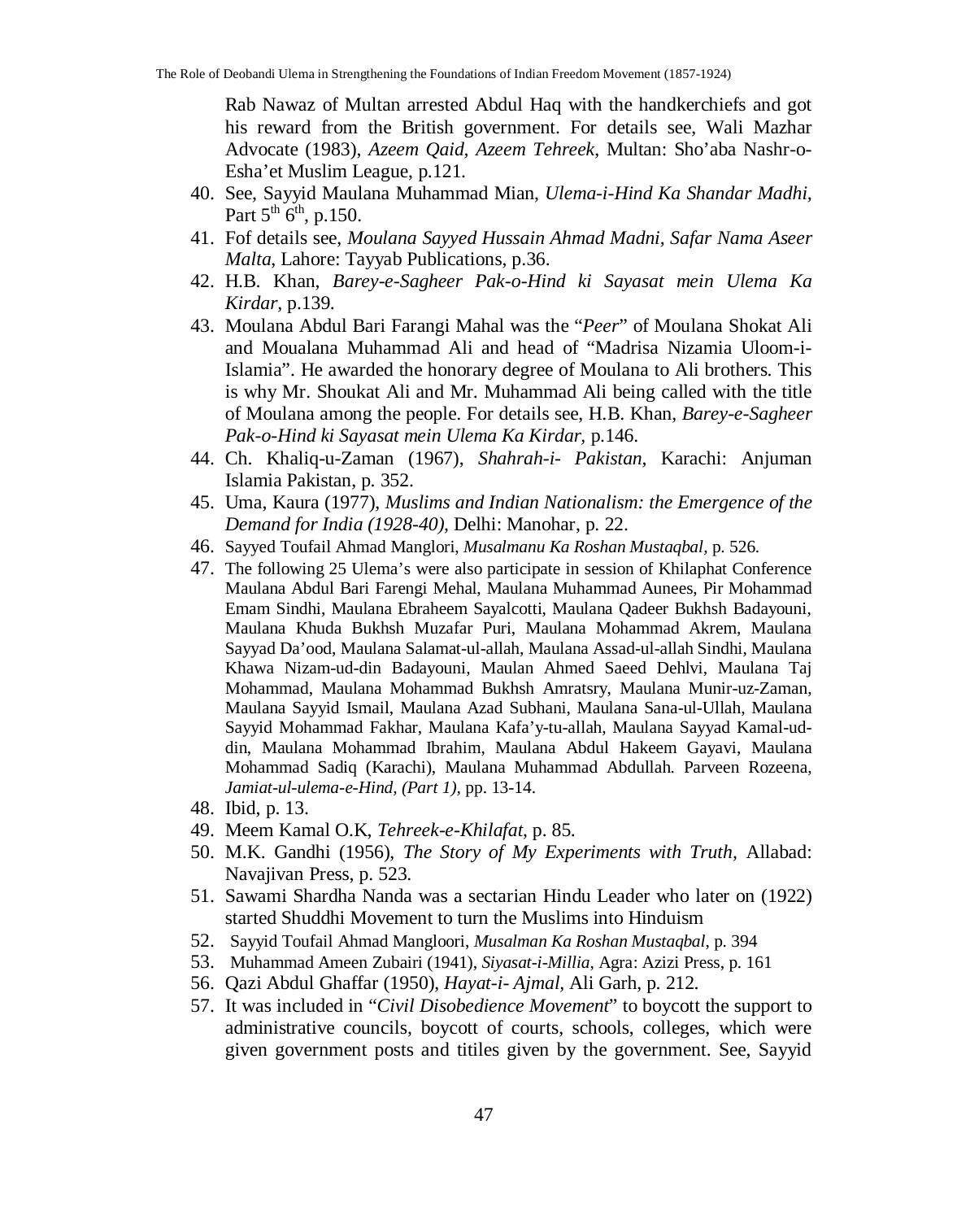Rab Nawaz of Multan arrested Abdul Haq with the handkerchiefs and got his reward from the British government. For details see, Wali Mazhar Advocate (1983), *Azeem Qaid, Azeem Tehreek*, Multan: Sho'aba Nashr-o-Esha'et Muslim League, p.121.

40. See, Sayyid Maulana Muhammad Mian, *Ulema-i-Hind Ka Shandar Madhi*, Part 5th 6th, p.150.
41. Fof details see, *Moulana Sayyed Hussain Ahmad Madni, Safar Nama Aseer Malta*, Lahore: Tayyab Publications, p.36.
42. H.B. Khan, *Barey-e-Sagheer Pak-o-Hind ki Sayasat mein Ulema Ka Kirdar*, p.139.
43. Moulana Abdul Bari Farangi Mahal was the "*Peer*" of Moulana Shokat Ali and Moualana Muhammad Ali and head of "Madrisa Nizamia Uloom-i-Islamia". He awarded the honorary degree of Moulana to Ali brothers. This is why Mr. Shoukat Ali and Mr. Muhammad Ali being called with the title of Moulana among the people. For details see, H.B. Khan, *Barey-e-Sagheer Pak-o-Hind ki Sayasat mein Ulema Ka Kirdar*, p.146.
44. Ch. Khaliq-u-Zaman (1967), *Shahrah-i- Pakistan*, Karachi: Anjuman Islamia Pakistan, p. 352.
45. Uma, Kaura (1977), *Muslims and Indian Nationalism: the Emergence of the Demand for India (1928-40)*, Delhi: Manohar, p. 22.
46. Sayyed Toufail Ahmad Manglori, *Musalmanu Ka Roshan Mustaqbal*, p. 526.
47. The following 25 Ulema's were also participate in session of Khilaphat Conference Maulana Abdul Bari Farengi Mehal, Maulana Muhammad Aunees, Pir Mohammad Emam Sindhi, Maulana Ebraheem Sayalcotti, Maulana Qadeer Bukhsh Badayouni, Maulana Khuda Bukhsh Muzafar Puri, Maulana Mohammad Akrem, Maulana Sayyad Da'ood, Maulana Salamat-ul-allah, Maulana Assad-ul-allah Sindhi, Maulana Khawa Nizam-ud-din Badayouni, Maulan Ahmed Saeed Dehlvi, Maulana Taj Mohammad, Maulana Mohammad Bukhsh Amratsry, Maulana Munir-uz-Zaman, Maulana Sayyid Ismail, Maulana Azad Subhani, Maulana Sana-ul-Ullah, Maulana Sayyid Mohammad Fakhar, Maulana Kafa'y-tu-allah, Maulana Sayyad Kamal-ud-din, Maulana Mohammad Ibrahim, Maulana Abdul Hakeem Gayavi, Maulana Mohammad Sadiq (Karachi), Maulana Muhammad Abdullah. Parveen Rozeena, *Jamiat-ul-ulema-e-Hind, (Part 1)*, pp. 13-14.
48. Ibid, p. 13.
49. Meem Kamal O.K, *Tehreek-e-Khilafat*, p. 85.
50. M.K. Gandhi (1956), *The Story of My Experiments with Truth*, Allabad: Navajivan Press, p. 523.
51. Sawami Shardha Nanda was a sectarian Hindu Leader who later on (1922) started Shuddhi Movement to turn the Muslims into Hinduism
52. Sayyid Toufail Ahmad Mangloori, *Musalman Ka Roshan Mustaqbal*, p. 394
53. Muhammad Ameen Zubairi (1941), *Siyasat-i-Millia*, Agra: Azizi Press, p. 161
56. Qazi Abdul Ghaffar (1950), *Hayat-i- Ajmal*, Ali Garh, p. 212.
57. It was included in "*Civil Disobedience Movement*" to boycott the support to administrative councils, boycott of courts, schools, colleges, which were given government posts and titiles given by the government. See, Sayyid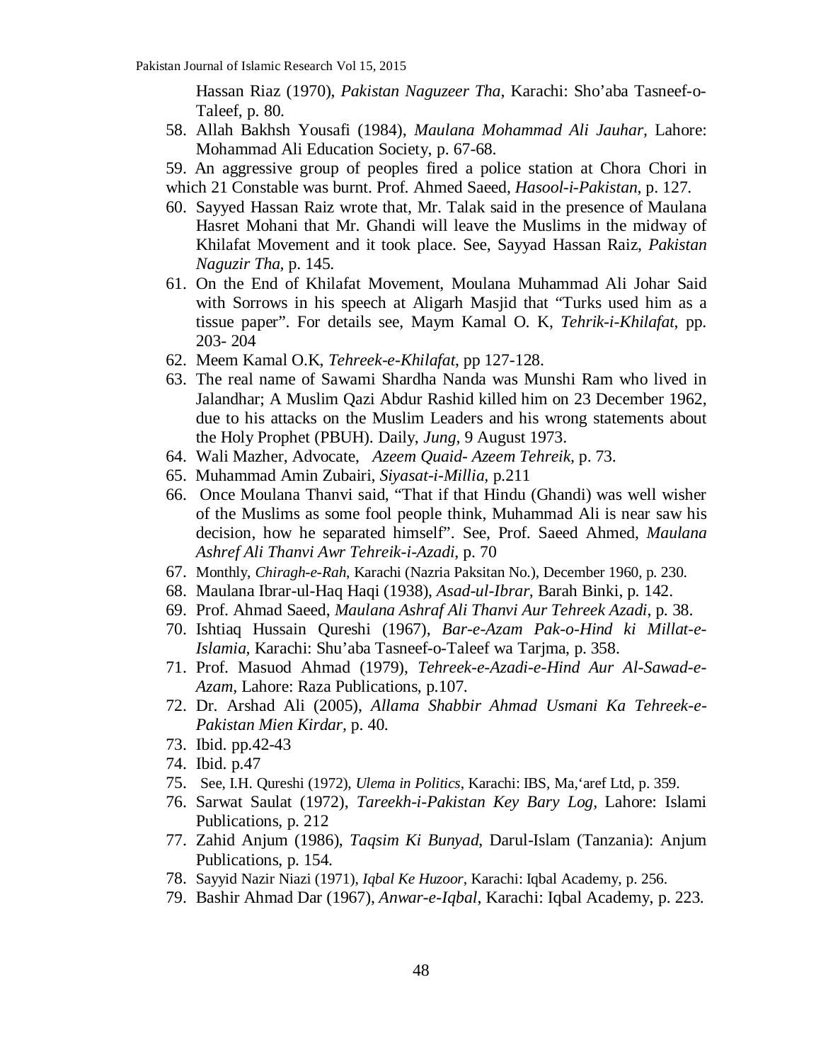Hassan Riaz (1970), *Pakistan Naguzeer Tha*, Karachi: Sho'aba Tasneef-o-Taleef, p. 80.

58. Allah Bakhsh Yousafi (1984), *Maulana Mohammad Ali Jauhar*, Lahore: Mohammad Ali Education Society, p. 67-68.
59. An aggressive group of peoples fired a police station at Chora Chori in which 21 Constable was burnt. Prof. Ahmed Saeed, *Hasool-i-Pakistan*, p. 127.
60. Sayyed Hassan Raiz wrote that, Mr. Talak said in the presence of Maulana Hasret Mohani that Mr. Ghandi will leave the Muslims in the midway of Khilafat Movement and it took place. See, Sayyad Hassan Raiz, *Pakistan Naguzir Tha*, p. 145.
61. On the End of Khilafat Movement, Moulana Muhammad Ali Johar Said with Sorrows in his speech at Aligarh Masjid that "Turks used him as a tissue paper". For details see, Maym Kamal O. K, *Tehrik-i-Khilafat*, pp. 203- 204
62. Meem Kamal O.K, *Tehreek-e-Khilafat*, pp 127-128.
63. The real name of Sawami Shardha Nanda was Munshi Ram who lived in Jalandhar; A Muslim Qazi Abdur Rashid killed him on 23 December 1962, due to his attacks on the Muslim Leaders and his wrong statements about the Holy Prophet (PBUH). Daily, *Jung*, 9 August 1973.
64. Wali Mazher, Advocate, *Azeem Quaid- Azeem Tehreik*, p. 73.
65. Muhammad Amin Zubairi, *Siyasat-i-Millia*, p.211
66. Once Moulana Thanvi said, "That if that Hindu (Ghandi) was well wisher of the Muslims as some fool people think, Muhammad Ali is near saw his decision, how he separated himself". See, Prof. Saeed Ahmed, *Maulana Ashref Ali Thanvi Awr Tehreik-i-Azadi*, p. 70
67. Monthly, *Chiragh-e-Rah*, Karachi (Nazria Paksitan No.), December 1960, p. 230.
68. Maulana Ibrar-ul-Haq Haqi (1938), *Asad-ul-Ibrar*, Barah Binki, p. 142.
69. Prof. Ahmad Saeed, *Maulana Ashraf Ali Thanvi Aur Tehreek Azadi*, p. 38.
70. Ishtiaq Hussain Qureshi (1967), *Bar-e-Azam Pak-o-Hind ki Millat-e-Islamia*, Karachi: Shu'aba Tasneef-o-Taleef wa Tarjma, p. 358.
71. Prof. Masuod Ahmad (1979), *Tehreek-e-Azadi-e-Hind Aur Al-Sawad-e-Azam*, Lahore: Raza Publications, p.107.
72. Dr. Arshad Ali (2005), *Allama Shabbir Ahmad Usmani Ka Tehreek-e-Pakistan Mien Kirdar*, p. 40.
73. Ibid. pp.42-43
74. Ibid. p.47
75. See, I.H. Qureshi (1972), *Ulema in Politics*, Karachi: IBS, Ma,'aref Ltd, p. 359.
76. Sarwat Saulat (1972), *Tareekh-i-Pakistan Key Bary Log*, Lahore: Islami Publications, p. 212
77. Zahid Anjum (1986), *Taqsim Ki Bunyad*, Darul-Islam (Tanzania): Anjum Publications, p. 154.
78. Sayyid Nazir Niazi (1971), *Iqbal Ke Huzoor*, Karachi: Iqbal Academy, p. 256.
79. Bashir Ahmad Dar (1967), *Anwar-e-Iqbal*, Karachi: Iqbal Academy, p. 223.